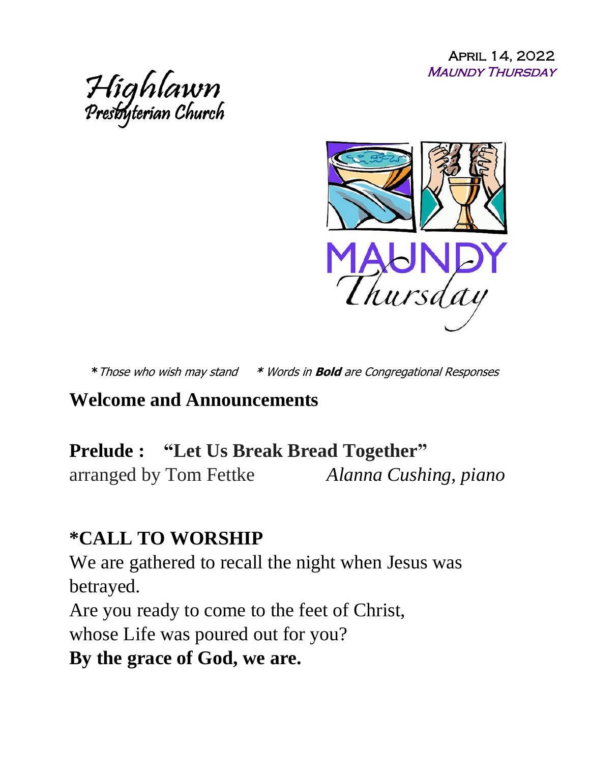April 14, 2022
*Maundy Thursday*

# Highlawn Presbyterian Church

MAUNDY Thursday

*\* Those who wish may stand    \* Words in **Bold** are Congregational Responses*

## Welcome and Announcements

## Prelude : "Let Us Break Bread Together"

arranged by Tom Fettke    *Alanna Cushing, piano*

## *CALL TO WORSHIP

We are gathered to recall the night when Jesus was betrayed.
Are you ready to come to the feet of Christ,
whose Life was poured out for you?
**By the grace of God, we are.**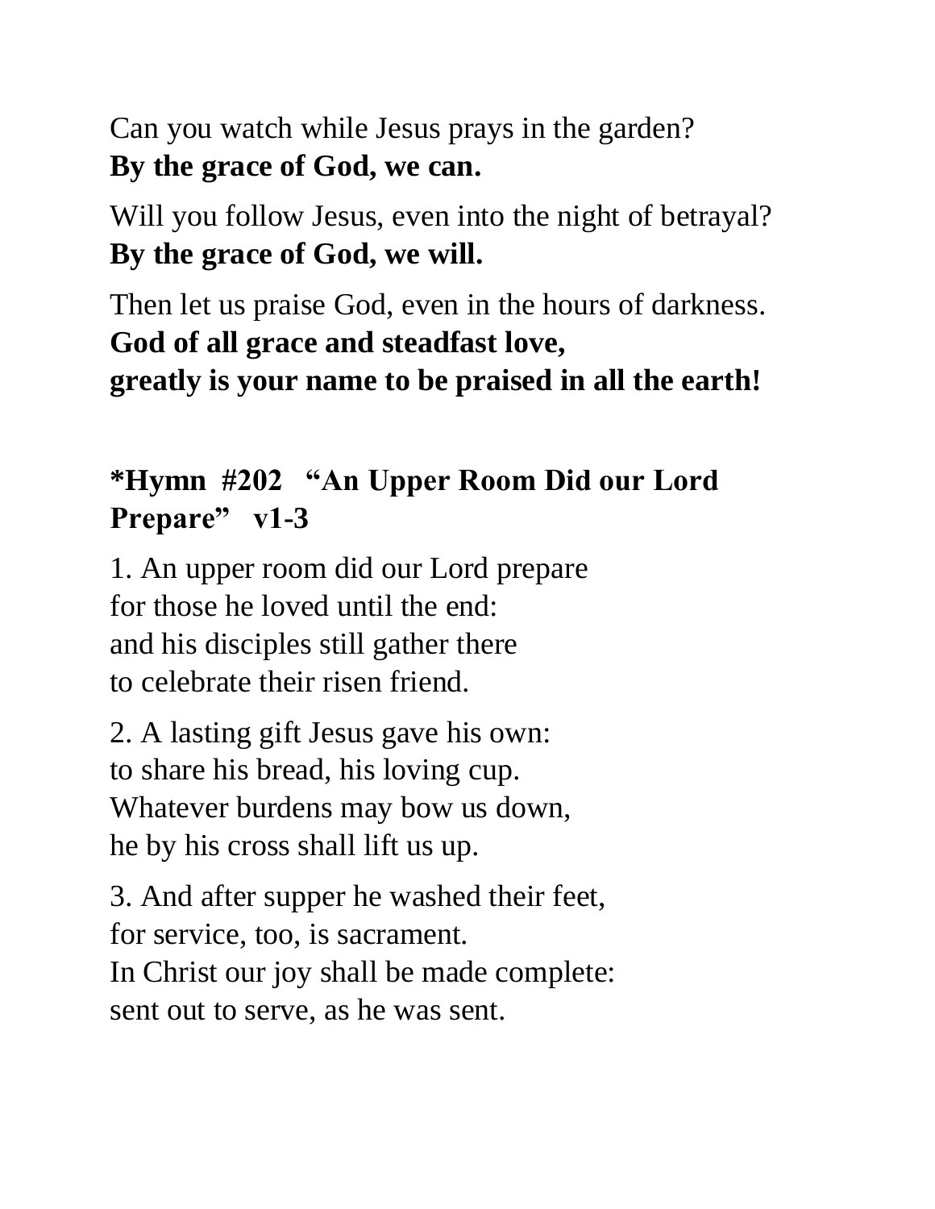Can you watch while Jesus prays in the garden?
**By the grace of God, we can.**

Will you follow Jesus, even into the night of betrayal?
**By the grace of God, we will.**

Then let us praise God, even in the hours of darkness.
**God of all grace and steadfast love,**
**greatly is your name to be praised in all the earth!**

### *Hymn #202 "An Upper Room Did our Lord Prepare" v1-3

1. An upper room did our Lord prepare
for those he loved until the end:
and his disciples still gather there
to celebrate their risen friend.

2. A lasting gift Jesus gave his own:
to share his bread, his loving cup.
Whatever burdens may bow us down,
he by his cross shall lift us up.

3. And after supper he washed their feet,
for service, too, is sacrament.
In Christ our joy shall be made complete:
sent out to serve, as he was sent.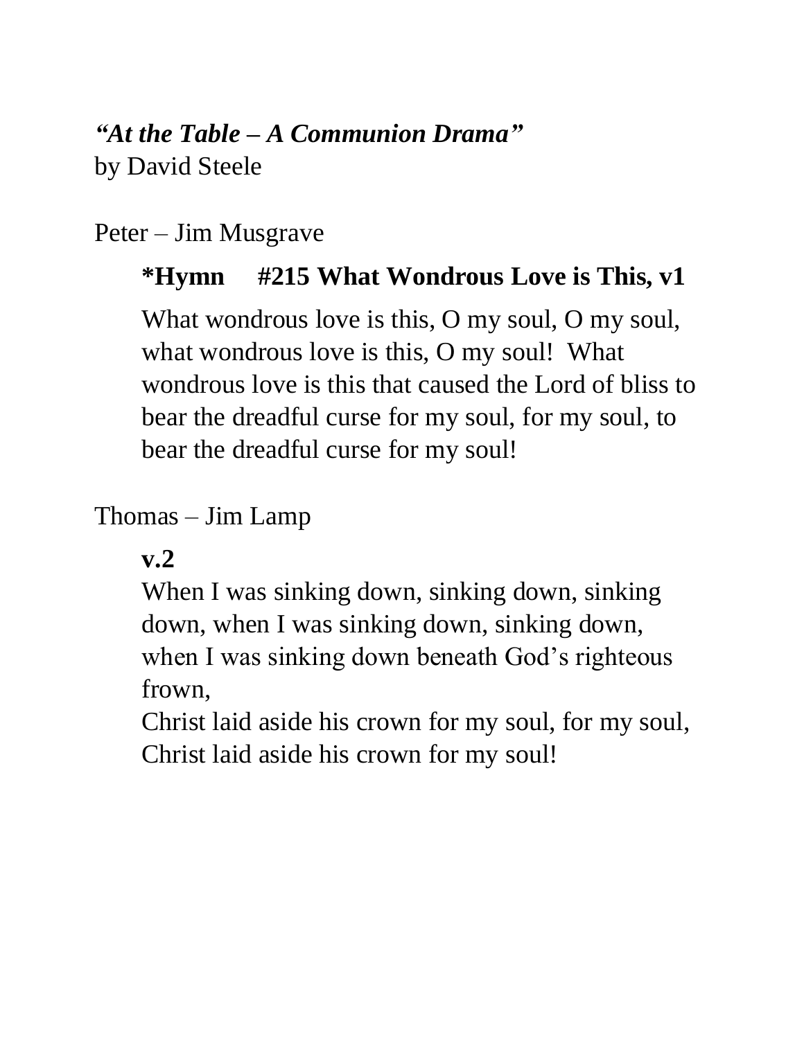***"At the Table – A Communion Drama"***
by David Steele

Peter – Jim Musgrave

**\*Hymn #215 What Wondrous Love is This, v1**

What wondrous love is this, O my soul, O my soul, what wondrous love is this, O my soul! What wondrous love is this that caused the Lord of bliss to bear the dreadful curse for my soul, for my soul, to bear the dreadful curse for my soul!

Thomas – Jim Lamp

**v.2**

When I was sinking down, sinking down, sinking down, when I was sinking down, sinking down, when I was sinking down beneath God's righteous frown,
Christ laid aside his crown for my soul, for my soul, Christ laid aside his crown for my soul!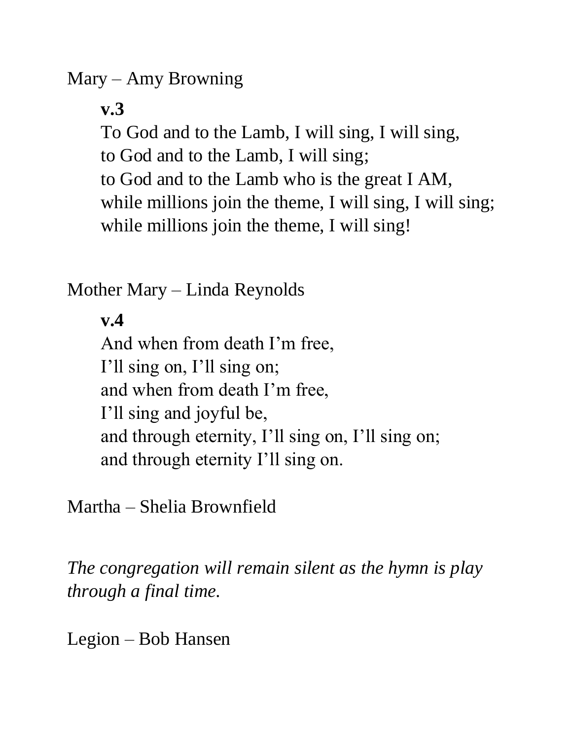Mary – Amy Browning

**v.3**
To God and to the Lamb, I will sing, I will sing,
to God and to the Lamb, I will sing;
to God and to the Lamb who is the great I AM,
while millions join the theme, I will sing, I will sing;
while millions join the theme, I will sing!

Mother Mary – Linda Reynolds

**v.4**
And when from death I'm free,
I'll sing on, I'll sing on;
and when from death I'm free,
I'll sing and joyful be,
and through eternity, I'll sing on, I'll sing on;
and through eternity I'll sing on.

Martha – Shelia Brownfield

*The congregation will remain silent as the hymn is play through a final time.*

Legion – Bob Hansen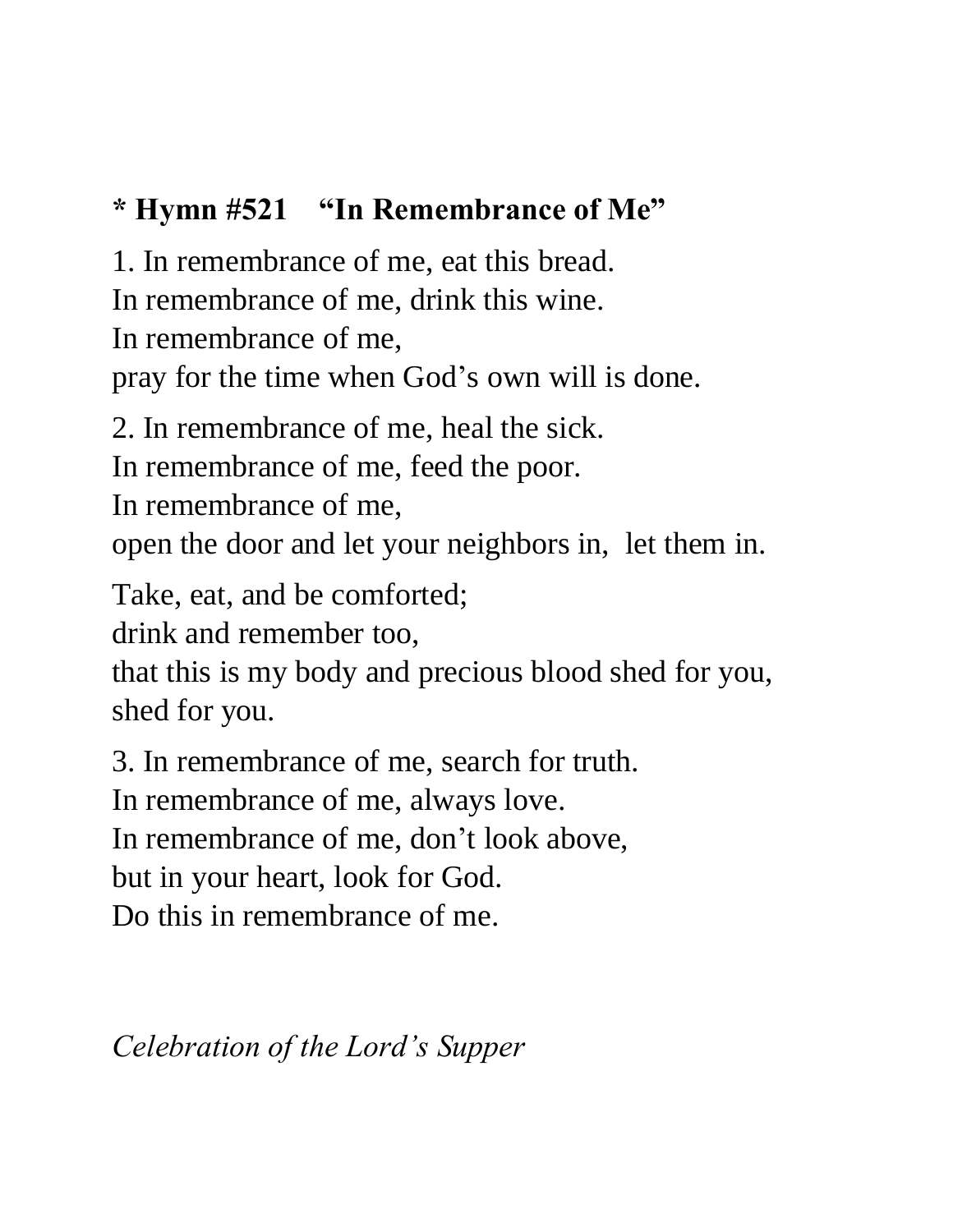**\* Hymn #521 "In Remembrance of Me"**

1. In remembrance of me, eat this bread.
In remembrance of me, drink this wine.
In remembrance of me,
pray for the time when God's own will is done.

2. In remembrance of me, heal the sick.
In remembrance of me, feed the poor.
In remembrance of me,
open the door and let your neighbors in, let them in.

Take, eat, and be comforted;
drink and remember too,
that this is my body and precious blood shed for you,
shed for you.

3. In remembrance of me, search for truth.
In remembrance of me, always love.
In remembrance of me, don't look above,
but in your heart, look for God.
Do this in remembrance of me.

*Celebration of the Lord's Supper*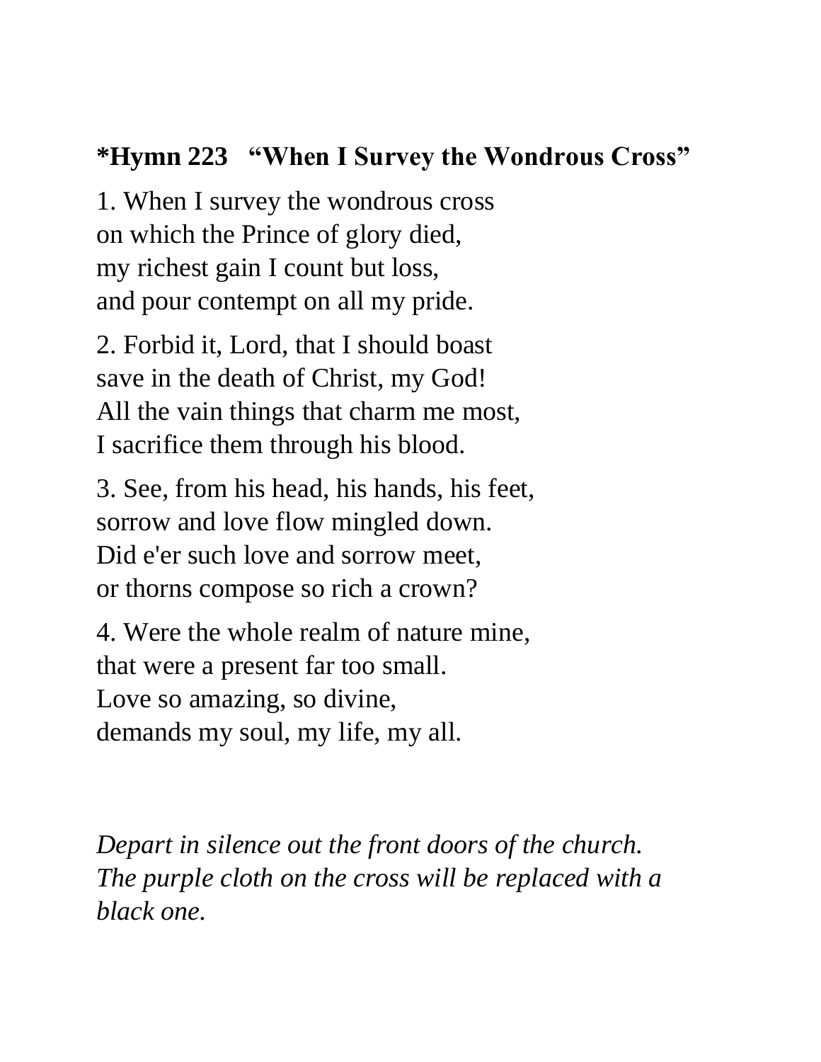**\*Hymn 223 "When I Survey the Wondrous Cross"**

1. When I survey the wondrous cross
on which the Prince of glory died,
my richest gain I count but loss,
and pour contempt on all my pride.

2. Forbid it, Lord, that I should boast
save in the death of Christ, my God!
All the vain things that charm me most,
I sacrifice them through his blood.

3. See, from his head, his hands, his feet,
sorrow and love flow mingled down.
Did e'er such love and sorrow meet,
or thorns compose so rich a crown?

4. Were the whole realm of nature mine,
that were a present far too small.
Love so amazing, so divine,
demands my soul, my life, my all.

*Depart in silence out the front doors of the church. The purple cloth on the cross will be replaced with a black one.*